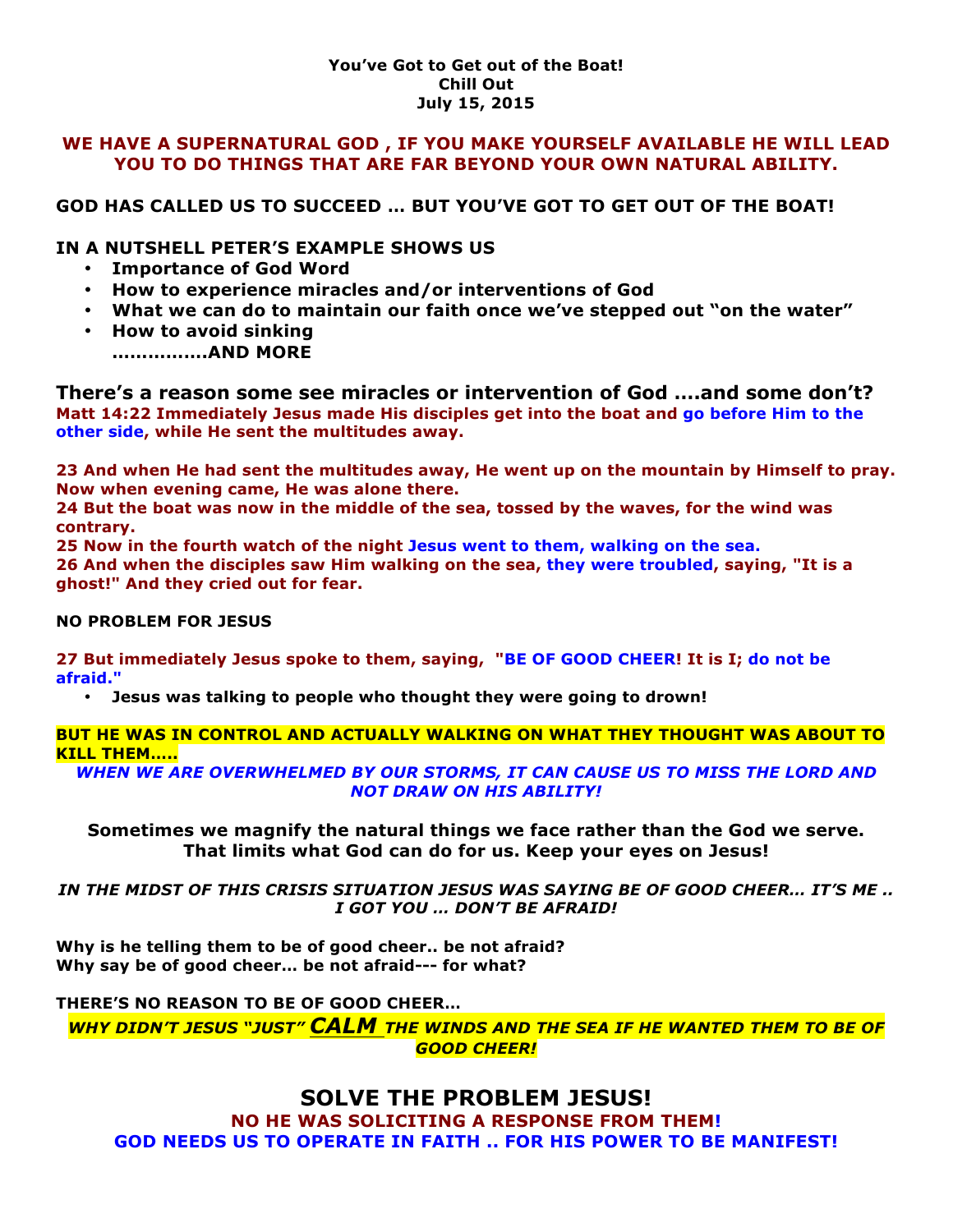**You've Got to Get out of the Boat!**
**Chill Out**
**July 15, 2015**

**WE HAVE A SUPERNATURAL GOD , IF YOU MAKE YOURSELF AVAILABLE HE WILL LEAD YOU TO DO THINGS THAT ARE FAR BEYOND YOUR OWN NATURAL ABILITY.**

**GOD HAS CALLED US TO SUCCEED … BUT YOU'VE GOT TO GET OUT OF THE BOAT!**

**IN A NUTSHELL PETER'S EXAMPLE SHOWS US**

- **Importance of God Word**
- **How to experience miracles and/or interventions of God**
- **What we can do to maintain our faith once we've stepped out "on the water"**
- **How to avoid sinking**
  **……………AND MORE**

## There's a reason some see miracles or intervention of God ….and some don't?

**Matt 14:22 Immediately Jesus made His disciples get into the boat and go before Him to the other side, while He sent the multitudes away.**

**23 And when He had sent the multitudes away, He went up on the mountain by Himself to pray. Now when evening came, He was alone there.**
**24 But the boat was now in the middle of the sea, tossed by the waves, for the wind was contrary.**
**25 Now in the fourth watch of the night Jesus went to them, walking on the sea.**
**26 And when the disciples saw Him walking on the sea, they were troubled, saying, "It is a ghost!" And they cried out for fear.**

**NO PROBLEM FOR JESUS**

**27 But immediately Jesus spoke to them, saying, "BE OF GOOD CHEER! It is I; do not be afraid."**

- **Jesus was talking to people who thought they were going to drown!**

**BUT HE WAS IN CONTROL AND ACTUALLY WALKING ON WHAT THEY THOUGHT WAS ABOUT TO KILL THEM…..**

***WHEN WE ARE OVERWHELMED BY OUR STORMS, IT CAN CAUSE US TO MISS THE LORD AND NOT DRAW ON HIS ABILITY!***

**Sometimes we magnify the natural things we face rather than the God we serve. That limits what God can do for us. Keep your eyes on Jesus!**

***IN THE MIDST OF THIS CRISIS SITUATION JESUS WAS SAYING BE OF GOOD CHEER… IT'S ME .. I GOT YOU … DON'T BE AFRAID!***

**Why is he telling them to be of good cheer.. be not afraid?**
**Why say be of good cheer… be not afraid--- for what?**

**THERE'S NO REASON TO BE OF GOOD CHEER…**

***WHY DIDN'T JESUS "JUST" CALM THE WINDS AND THE SEA IF HE WANTED THEM TO BE OF GOOD CHEER!***

## SOLVE THE PROBLEM JESUS!

**NO HE WAS SOLICITING A RESPONSE FROM THEM!**
**GOD NEEDS US TO OPERATE IN FAITH .. FOR HIS POWER TO BE MANIFEST!**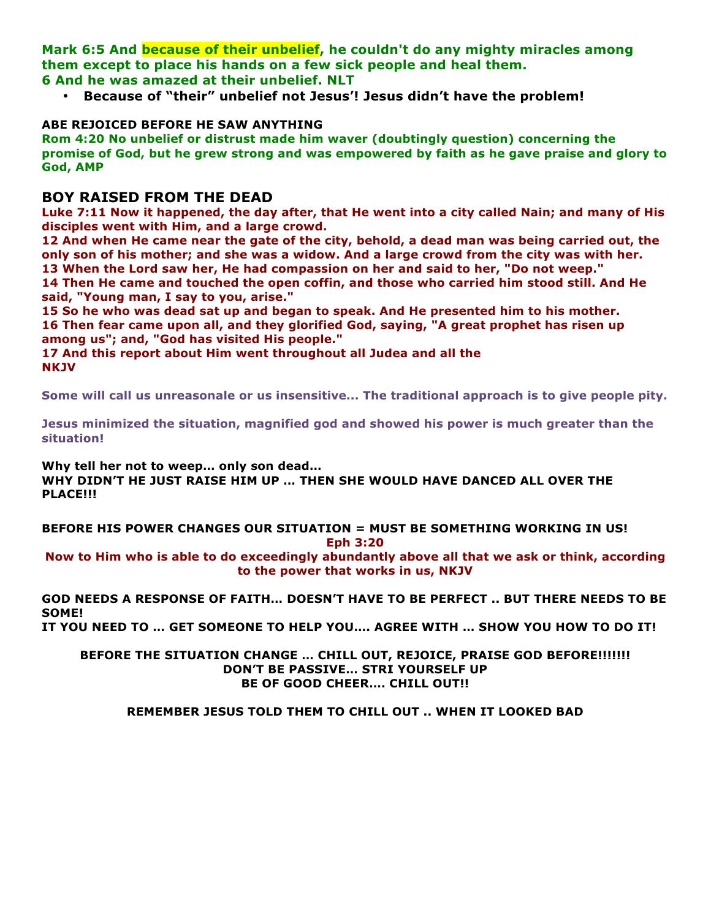**Mark 6:5 And because of their unbelief, he couldn't do any mighty miracles among them except to place his hands on a few sick people and heal them.**
**6 And he was amazed at their unbelief. NLT**

- **Because of "their" unbelief not Jesus'! Jesus didn't have the problem!**

**ABE REJOICED BEFORE HE SAW ANYTHING**

**Rom 4:20 No unbelief or distrust made him waver (doubtingly question) concerning the promise of God, but he grew strong and was empowered by faith as he gave praise and glory to God, AMP**

## BOY RAISED FROM THE DEAD

**Luke 7:11 Now it happened, the day after, that He went into a city called Nain; and many of His disciples went with Him, and a large crowd.**
**12 And when He came near the gate of the city, behold, a dead man was being carried out, the only son of his mother; and she was a widow. And a large crowd from the city was with her.**
**13 When the Lord saw her, He had compassion on her and said to her, "Do not weep."**
**14 Then He came and touched the open coffin, and those who carried him stood still. And He said, "Young man, I say to you, arise."**
**15 So he who was dead sat up and began to speak. And He presented him to his mother.**
**16 Then fear came upon all, and they glorified God, saying, "A great prophet has risen up among us"; and, "God has visited His people."**
**17 And this report about Him went throughout all Judea and all the**
**NKJV**

**Some will call us unreasonale or us insensitive... The traditional approach is to give people pity.**

**Jesus minimized the situation, magnified god and showed his power is much greater than the situation!**

**Why tell her not to weep... only son dead...**
**WHY DIDN'T HE JUST RAISE HIM UP ... THEN SHE WOULD HAVE DANCED ALL OVER THE PLACE!!!**

**BEFORE HIS POWER CHANGES OUR SITUATION = MUST BE SOMETHING WORKING IN US!**

**Eph 3:20**
**Now to Him who is able to do exceedingly abundantly above all that we ask or think, according to the power that works in us, NKJV**

**GOD NEEDS A RESPONSE OF FAITH... DOESN'T HAVE TO BE PERFECT .. BUT THERE NEEDS TO BE SOME!**
**IT YOU NEED TO ... GET SOMEONE TO HELP YOU.... AGREE WITH ... SHOW YOU HOW TO DO IT!**

**BEFORE THE SITUATION CHANGE ... CHILL OUT, REJOICE, PRAISE GOD BEFORE!!!!!!!**
**DON'T BE PASSIVE... STRI YOURSELF UP**
**BE OF GOOD CHEER.... CHILL OUT!!**

**REMEMBER JESUS TOLD THEM TO CHILL OUT .. WHEN IT LOOKED BAD**